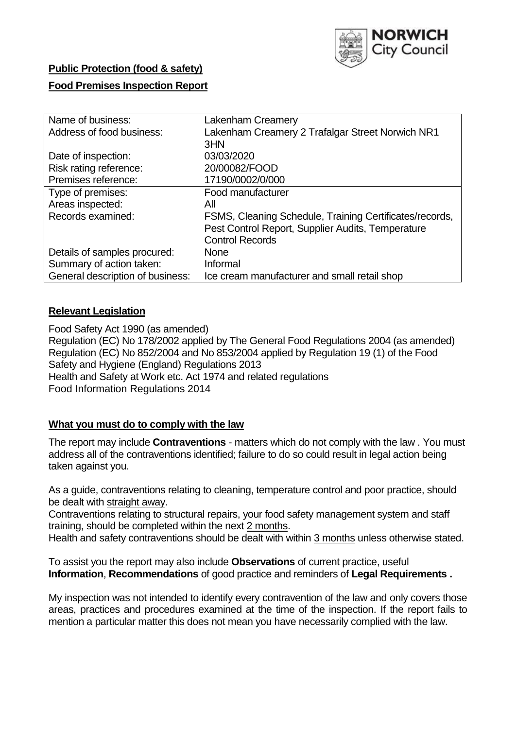**Public Protection (food & safety)**

**Food Premises Inspection Report**

| Name of business: | Lakenham Creamery |
|---|---|
| Address of food business: | Lakenham Creamery 2 Trafalgar Street Norwich NR1 3HN |
| Date of inspection: | 03/03/2020 |
| Risk rating reference: | 20/00082/FOOD |
| Premises reference: | 17190/0002/0/000 |
| Type of premises: | Food manufacturer |
| Areas inspected: | All |
| Records examined: | FSMS, Cleaning Schedule, Training Certificates/records, Pest Control Report, Supplier Audits, Temperature Control Records |
| Details of samples procured: | None |
| Summary of action taken: | Informal |
| General description of business: | Ice cream manufacturer and small retail shop |

## Relevant Legislation

Food Safety Act 1990 (as amended)
Regulation (EC) No 178/2002 applied by The General Food Regulations 2004 (as amended)
Regulation (EC) No 852/2004 and No 853/2004 applied by Regulation 19 (1) of the Food Safety and Hygiene (England) Regulations 2013
Health and Safety at Work etc. Act 1974 and related regulations
Food Information Regulations 2014

## What you must do to comply with the law

The report may include **Contraventions** - matters which do not comply with the law . You must address all of the contraventions identified; failure to do so could result in legal action being taken against you.

As a guide, contraventions relating to cleaning, temperature control and poor practice, should be dealt with straight away.

Contraventions relating to structural repairs, your food safety management system and staff training, should be completed within the next 2 months.

Health and safety contraventions should be dealt with within 3 months unless otherwise stated.

To assist you the report may also include **Observations** of current practice, useful **Information**, **Recommendations** of good practice and reminders of **Legal Requirements .**

My inspection was not intended to identify every contravention of the law and only covers those areas, practices and procedures examined at the time of the inspection. If the report fails to mention a particular matter this does not mean you have necessarily complied with the law.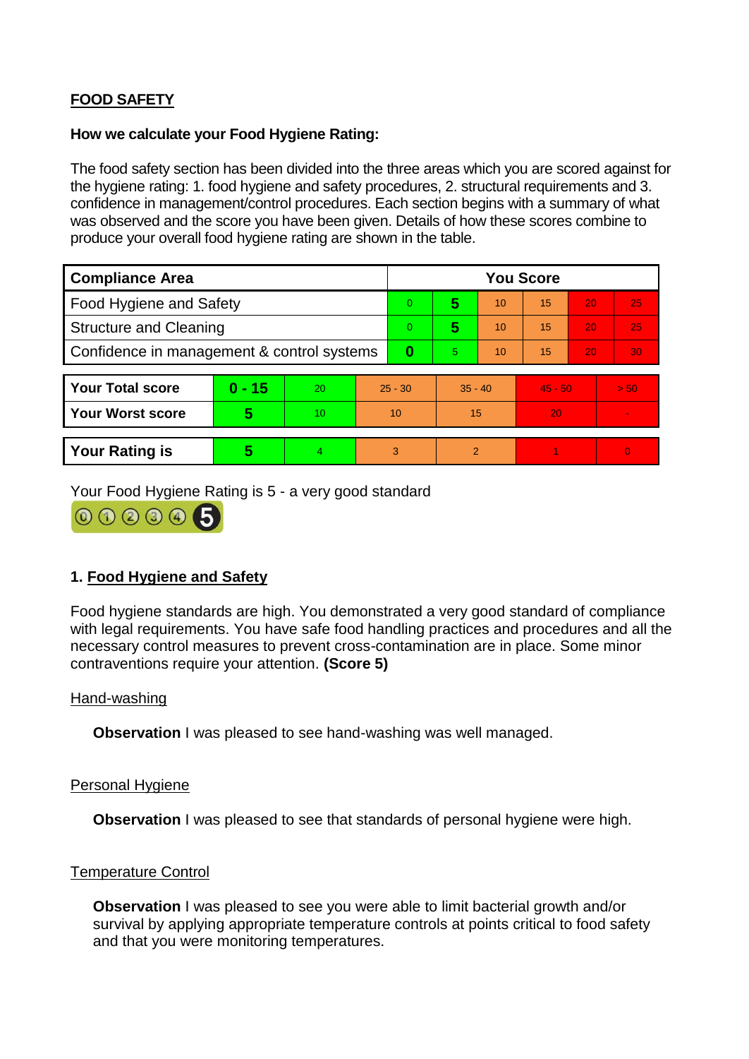**FOOD SAFETY**

**How we calculate your Food Hygiene Rating:**

The food safety section has been divided into the three areas which you are scored against for the hygiene rating: 1. food hygiene and safety procedures, 2. structural requirements and 3. confidence in management/control procedures. Each section begins with a summary of what was observed and the score you have been given. Details of how these scores combine to produce your overall food hygiene rating are shown in the table.

| Compliance Area | You Score | | | | | |
|---|---|---|---|---|---|---|
| Food Hygiene and Safety | 0 | **5** | 10 | 15 | 20 | 25 |
| Structure and Cleaning | 0 | **5** | 10 | 15 | 20 | 25 |
| Confidence in management & control systems | **0** | 5 | 10 | 15 | 20 | 30 |

| | | | | | | |
|---|---|---|---|---|---|---|
| **Your Total score** | **0 - 15** | 20 | 25 - 30 | 35 - 40 | 45 - 50 | > 50 |
| **Your Worst score** | **5** | 10 | 10 | 15 | 20 | - |

| | | | | | | |
|---|---|---|---|---|---|---|
| **Your Rating is** | **5** | 4 | 3 | 2 | 1 | 0 |

Your Food Hygiene Rating is 5 - a very good standard

## 1. Food Hygiene and Safety

Food hygiene standards are high. You demonstrated a very good standard of compliance with legal requirements. You have safe food handling practices and procedures and all the necessary control measures to prevent cross-contamination are in place. Some minor contraventions require your attention. **(Score 5)**

Hand-washing

**Observation** I was pleased to see hand-washing was well managed.

Personal Hygiene

**Observation** I was pleased to see that standards of personal hygiene were high.

Temperature Control

**Observation** I was pleased to see you were able to limit bacterial growth and/or survival by applying appropriate temperature controls at points critical to food safety and that you were monitoring temperatures.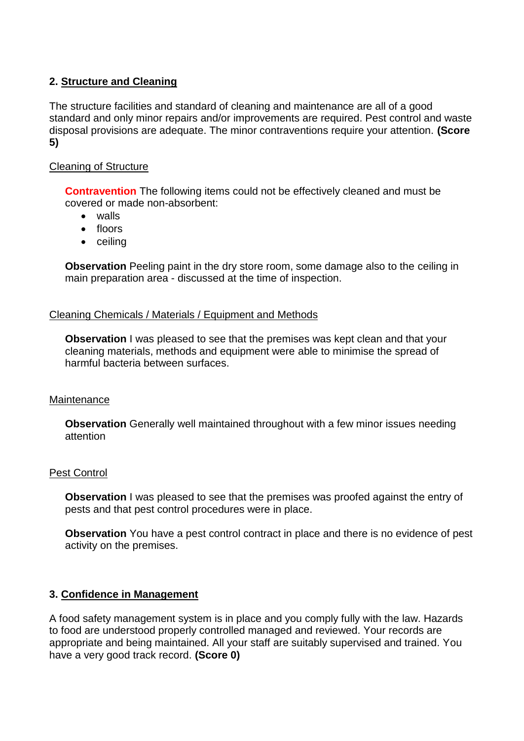## 2. Structure and Cleaning

The structure facilities and standard of cleaning and maintenance are all of a good standard and only minor repairs and/or improvements are required. Pest control and waste disposal provisions are adequate. The minor contraventions require your attention. **(Score 5)**

Cleaning of Structure

**Contravention** The following items could not be effectively cleaned and must be covered or made non-absorbent:

- walls
- floors
- ceiling

**Observation** Peeling paint in the dry store room, some damage also to the ceiling in main preparation area - discussed at the time of inspection.

Cleaning Chemicals / Materials / Equipment and Methods

**Observation** I was pleased to see that the premises was kept clean and that your cleaning materials, methods and equipment were able to minimise the spread of harmful bacteria between surfaces.

Maintenance

**Observation** Generally well maintained throughout with a few minor issues needing attention

Pest Control

**Observation** I was pleased to see that the premises was proofed against the entry of pests and that pest control procedures were in place.

**Observation** You have a pest control contract in place and there is no evidence of pest activity on the premises.

## 3. Confidence in Management

A food safety management system is in place and you comply fully with the law. Hazards to food are understood properly controlled managed and reviewed. Your records are appropriate and being maintained. All your staff are suitably supervised and trained. You have a very good track record. **(Score 0)**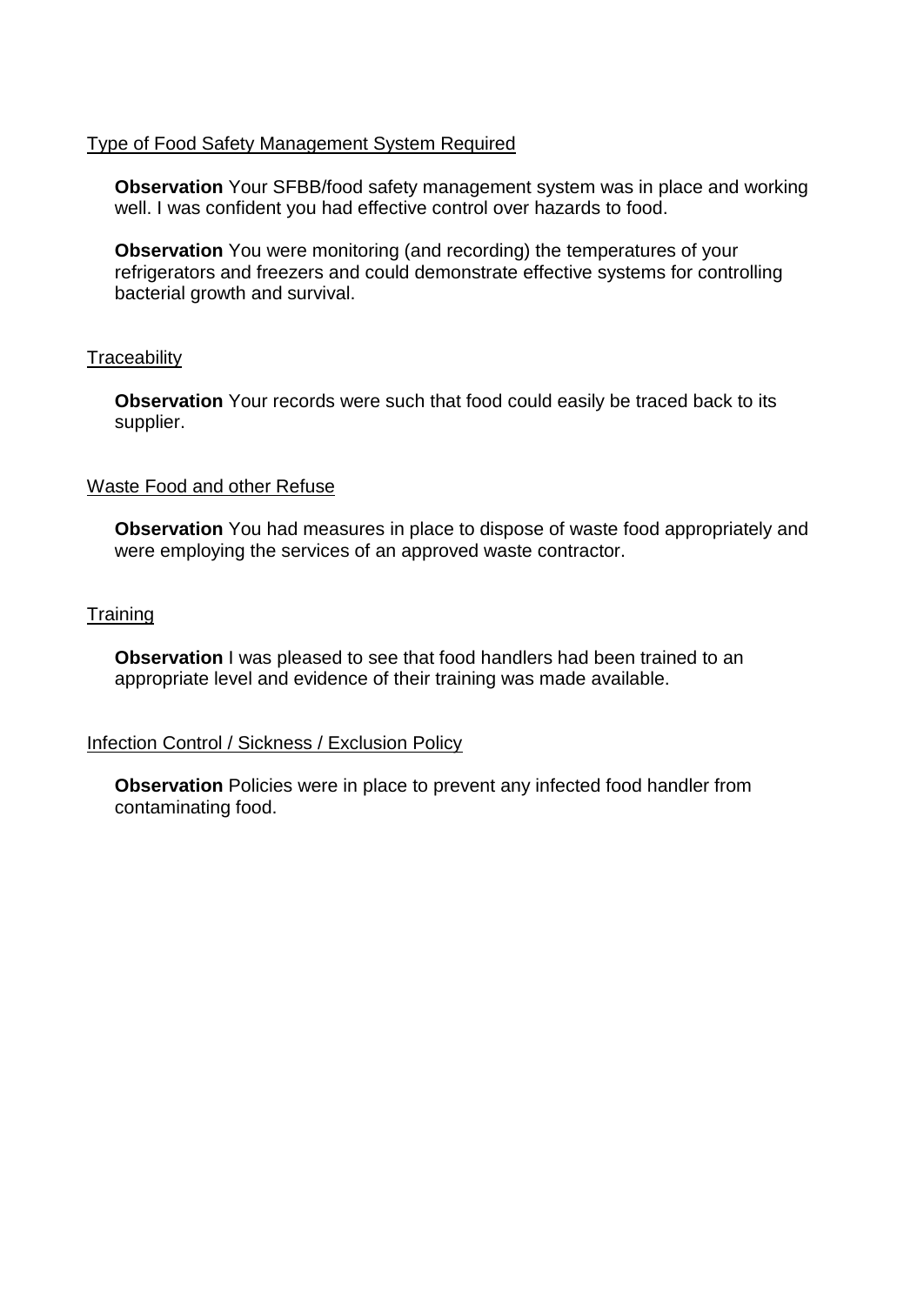Type of Food Safety Management System Required

**Observation** Your SFBB/food safety management system was in place and working well. I was confident you had effective control over hazards to food.

**Observation** You were monitoring (and recording) the temperatures of your refrigerators and freezers and could demonstrate effective systems for controlling bacterial growth and survival.

Traceability

**Observation** Your records were such that food could easily be traced back to its supplier.

Waste Food and other Refuse

**Observation** You had measures in place to dispose of waste food appropriately and were employing the services of an approved waste contractor.

Training

**Observation** I was pleased to see that food handlers had been trained to an appropriate level and evidence of their training was made available.

Infection Control / Sickness / Exclusion Policy

**Observation** Policies were in place to prevent any infected food handler from contaminating food.